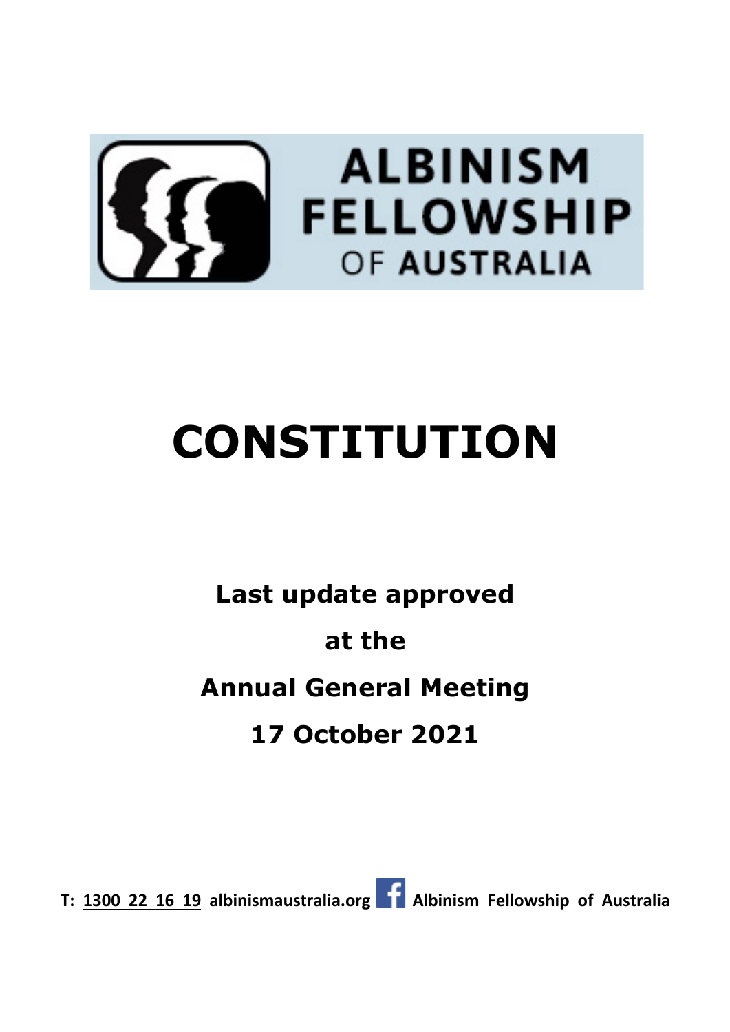ALBINISM FELLOWSHIP OF AUSTRALIA

# CONSTITUTION

**Last update approved**

**at the**

**Annual General Meeting**

**17 October 2021**

**T: 1300 22 16 19 albinismaustralia.org Albinism Fellowship of Australia**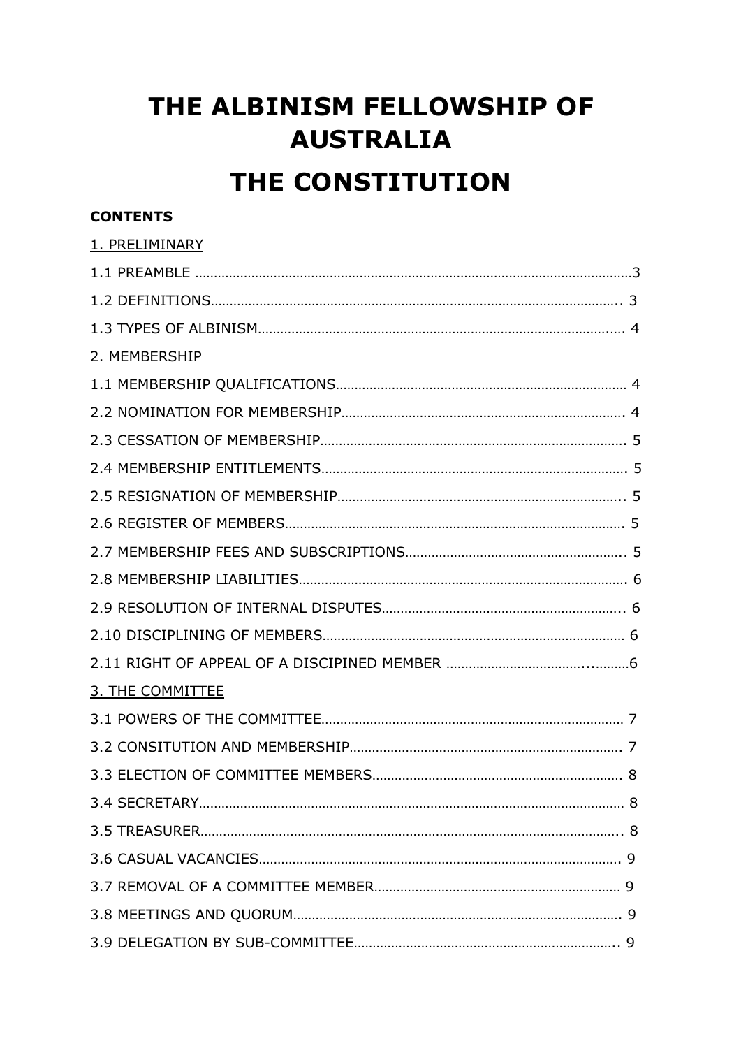# THE ALBINISM FELLOWSHIP OF AUSTRALIA

# THE CONSTITUTION

**CONTENTS**

1. PRELIMINARY

1.1 PREAMBLE ....................................................................................................................3

1.2 DEFINITIONS.............................................................................................................. 3

1.3 TYPES OF ALBINISM................................................................................................. 4

2. MEMBERSHIP

1.1 MEMBERSHIP QUALIFICATIONS............................................................................. 4

2.2 NOMINATION FOR MEMBERSHIP........................................................................... 4

2.3 CESSATION OF MEMBERSHIP................................................................................. 5

2.4 MEMBERSHIP ENTITLEMENTS................................................................................. 5

2.5 RESIGNATION OF MEMBERSHIP............................................................................. 5

2.6 REGISTER OF MEMBERS.......................................................................................... 5

2.7 MEMBERSHIP FEES AND SUBSCRIPTIONS............................................................ 5

2.8 MEMBERSHIP LIABILITIES....................................................................................... 6

2.9 RESOLUTION OF INTERNAL DISPUTES.................................................................. 6

2.10 DISCIPLINING OF MEMBERS................................................................................ 6

2.11 RIGHT OF APPEAL OF A DISCIPINED MEMBER ..............................................6

3. THE COMMITTEE

3.1 POWERS OF THE COMMITTEE................................................................................ 7

3.2 CONSITUTION AND MEMBERSHIP......................................................................... 7

3.3 ELECTION OF COMMITTEE MEMBERS................................................................... 8

3.4 SECRETARY................................................................................................................. 8

3.5 TREASURER................................................................................................................. 8

3.6 CASUAL VACANCIES.................................................................................................. 9

3.7 REMOVAL OF A COMMITTEE MEMBER.................................................................. 9

3.8 MEETINGS AND QUORUM........................................................................................ 9

3.9 DELEGATION BY SUB-COMMITTEE........................................................................ 9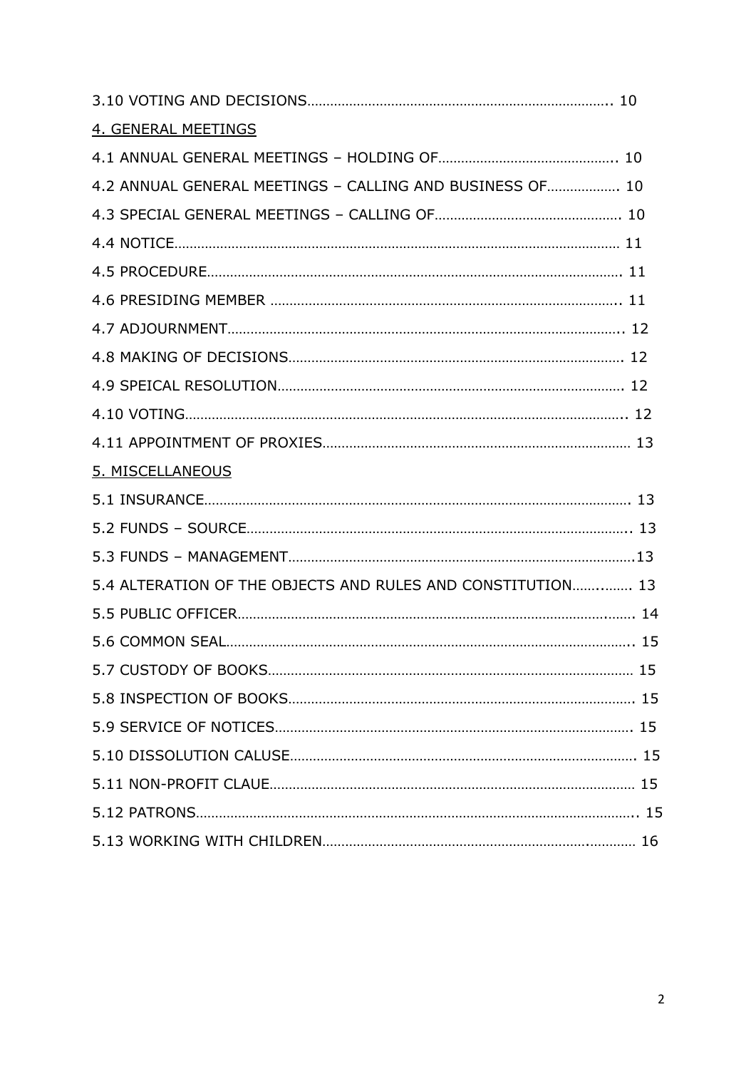3.10 VOTING AND DECISIONS…………………………………………………………………….. 10

4. GENERAL MEETINGS

4.1 ANNUAL GENERAL MEETINGS – HOLDING OF……………………………………….. 10

4.2 ANNUAL GENERAL MEETINGS – CALLING AND BUSINESS OF………………. 10

4.3 SPECIAL GENERAL MEETINGS – CALLING OF…………………………………………. 10

4.4 NOTICE………………………………………………………………………………………………… 11

4.5 PROCEDURE………………………………………………………………………………………. 11

4.6 PRESIDING MEMBER ……………………………………………………………………….. 11

4.7 ADJOURNMENT…………………………………………………………………………………. 12

4.8 MAKING OF DECISIONS…………………………………………………………………….. 12

4.9 SPEICAL RESOLUTION……………………………………………………………………….. 12

4.10 VOTING………………………………………………………………………………………….. 12

4.11 APPOINTMENT OF PROXIES……………………………………………………………… 13

5. MISCELLANEOUS

5.1 INSURANCE……………………………………………………………………………………….. 13

5.2 FUNDS – SOURCE…………………………………………………………………………….. 13

5.3 FUNDS – MANAGEMENT…………………………………………………………………….13

5.4 ALTERATION OF THE OBJECTS AND RULES AND CONSTITUTION……..….. 13

5.5 PUBLIC OFFICER……………………………………………………………………………….. 14

5.6 COMMON SEAL………………………………………………………………………………….. 15

5.7 CUSTODY OF BOOKS………………………………………………………………………… 15

5.8 INSPECTION OF BOOKS……………………………………………………………………. 15

5.9 SERVICE OF NOTICES………………………………………………………………………. 15

5.10 DISSOLUTION CALUSE……………………………………………………………………. 15

5.11 NON-PROFIT CLAUE………………………………………………………………………… 15

5.12 PATRONS………………………………………………………………………………………….. 15

5.13 WORKING WITH CHILDREN………………………………………………………….………… 16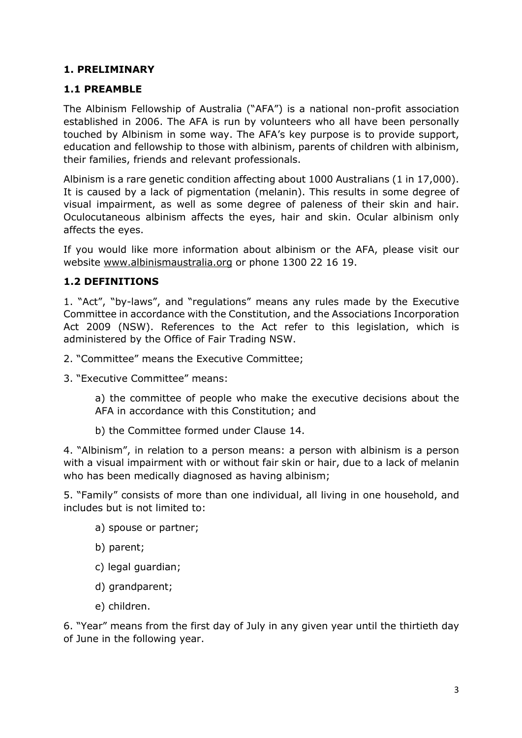## 1. PRELIMINARY

### 1.1 PREAMBLE

The Albinism Fellowship of Australia ("AFA") is a national non-profit association established in 2006. The AFA is run by volunteers who all have been personally touched by Albinism in some way. The AFA's key purpose is to provide support, education and fellowship to those with albinism, parents of children with albinism, their families, friends and relevant professionals.

Albinism is a rare genetic condition affecting about 1000 Australians (1 in 17,000). It is caused by a lack of pigmentation (melanin). This results in some degree of visual impairment, as well as some degree of paleness of their skin and hair. Oculocutaneous albinism affects the eyes, hair and skin. Ocular albinism only affects the eyes.

If you would like more information about albinism or the AFA, please visit our website www.albinismaustralia.org or phone 1300 22 16 19.

### 1.2 DEFINITIONS

1. "Act", "by-laws", and "regulations" means any rules made by the Executive Committee in accordance with the Constitution, and the Associations Incorporation Act 2009 (NSW). References to the Act refer to this legislation, which is administered by the Office of Fair Trading NSW.

2. "Committee" means the Executive Committee;

3. "Executive Committee" means:

   a) the committee of people who make the executive decisions about the AFA in accordance with this Constitution; and

   b) the Committee formed under Clause 14.

4. "Albinism", in relation to a person means: a person with albinism is a person with a visual impairment with or without fair skin or hair, due to a lack of melanin who has been medically diagnosed as having albinism;

5. "Family" consists of more than one individual, all living in one household, and includes but is not limited to:

   a) spouse or partner;

   b) parent;

   c) legal guardian;

   d) grandparent;

   e) children.

6. "Year" means from the first day of July in any given year until the thirtieth day of June in the following year.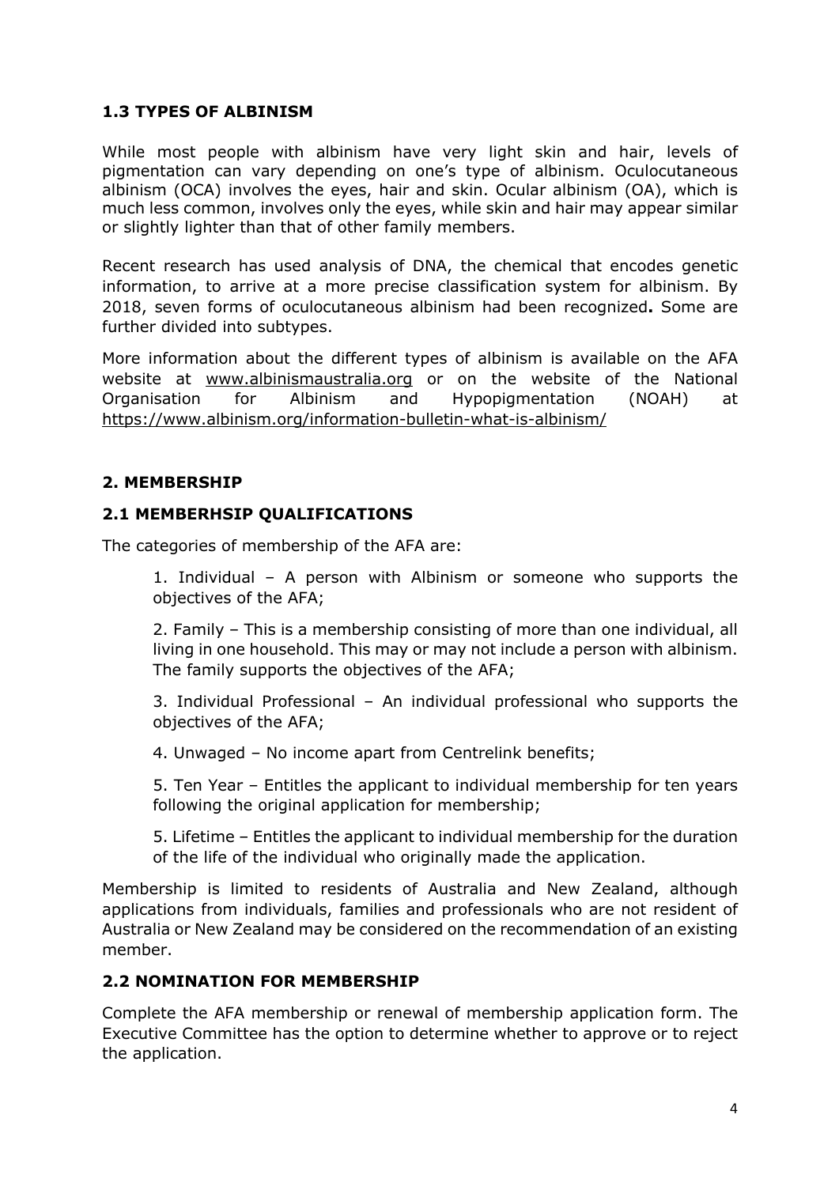### 1.3 TYPES OF ALBINISM

While most people with albinism have very light skin and hair, levels of pigmentation can vary depending on one's type of albinism. Oculocutaneous albinism (OCA) involves the eyes, hair and skin. Ocular albinism (OA), which is much less common, involves only the eyes, while skin and hair may appear similar or slightly lighter than that of other family members.

Recent research has used analysis of DNA, the chemical that encodes genetic information, to arrive at a more precise classification system for albinism. By 2018, seven forms of oculocutaneous albinism had been recognized**.** Some are further divided into subtypes.

More information about the different types of albinism is available on the AFA website at www.albinismaustralia.org or on the website of the National Organisation for Albinism and Hypopigmentation (NOAH) at https://www.albinism.org/information-bulletin-what-is-albinism/

## 2. MEMBERSHIP

### 2.1 MEMBERHSIP QUALIFICATIONS

The categories of membership of the AFA are:

1. Individual – A person with Albinism or someone who supports the objectives of the AFA;

2. Family – This is a membership consisting of more than one individual, all living in one household. This may or may not include a person with albinism. The family supports the objectives of the AFA;

3. Individual Professional – An individual professional who supports the objectives of the AFA;

4. Unwaged – No income apart from Centrelink benefits;

5. Ten Year – Entitles the applicant to individual membership for ten years following the original application for membership;

5. Lifetime – Entitles the applicant to individual membership for the duration of the life of the individual who originally made the application.

Membership is limited to residents of Australia and New Zealand, although applications from individuals, families and professionals who are not resident of Australia or New Zealand may be considered on the recommendation of an existing member.

### 2.2 NOMINATION FOR MEMBERSHIP

Complete the AFA membership or renewal of membership application form. The Executive Committee has the option to determine whether to approve or to reject the application.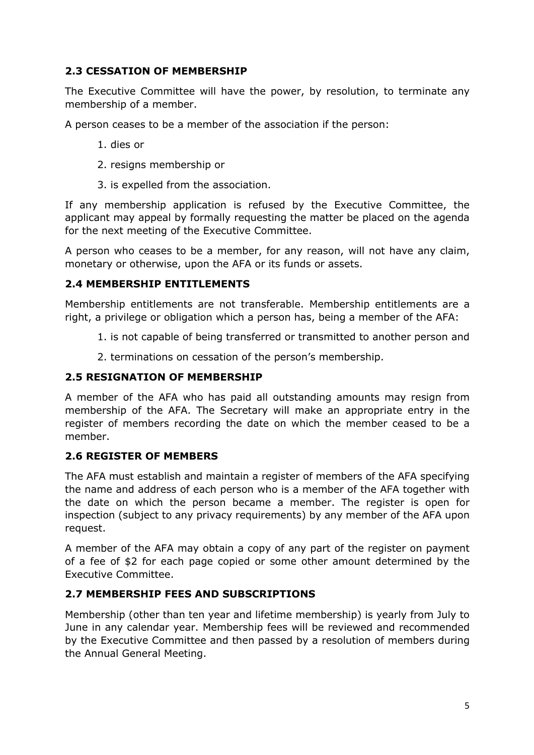### 2.3 CESSATION OF MEMBERSHIP

The Executive Committee will have the power, by resolution, to terminate any membership of a member.

A person ceases to be a member of the association if the person:

1. dies or
2. resigns membership or
3. is expelled from the association.

If any membership application is refused by the Executive Committee, the applicant may appeal by formally requesting the matter be placed on the agenda for the next meeting of the Executive Committee.

A person who ceases to be a member, for any reason, will not have any claim, monetary or otherwise, upon the AFA or its funds or assets.

### 2.4 MEMBERSHIP ENTITLEMENTS

Membership entitlements are not transferable. Membership entitlements are a right, a privilege or obligation which a person has, being a member of the AFA:

1. is not capable of being transferred or transmitted to another person and
2. terminations on cessation of the person's membership.

### 2.5 RESIGNATION OF MEMBERSHIP

A member of the AFA who has paid all outstanding amounts may resign from membership of the AFA. The Secretary will make an appropriate entry in the register of members recording the date on which the member ceased to be a member.

### 2.6 REGISTER OF MEMBERS

The AFA must establish and maintain a register of members of the AFA specifying the name and address of each person who is a member of the AFA together with the date on which the person became a member. The register is open for inspection (subject to any privacy requirements) by any member of the AFA upon request.

A member of the AFA may obtain a copy of any part of the register on payment of a fee of $2 for each page copied or some other amount determined by the Executive Committee.

### 2.7 MEMBERSHIP FEES AND SUBSCRIPTIONS

Membership (other than ten year and lifetime membership) is yearly from July to June in any calendar year. Membership fees will be reviewed and recommended by the Executive Committee and then passed by a resolution of members during the Annual General Meeting.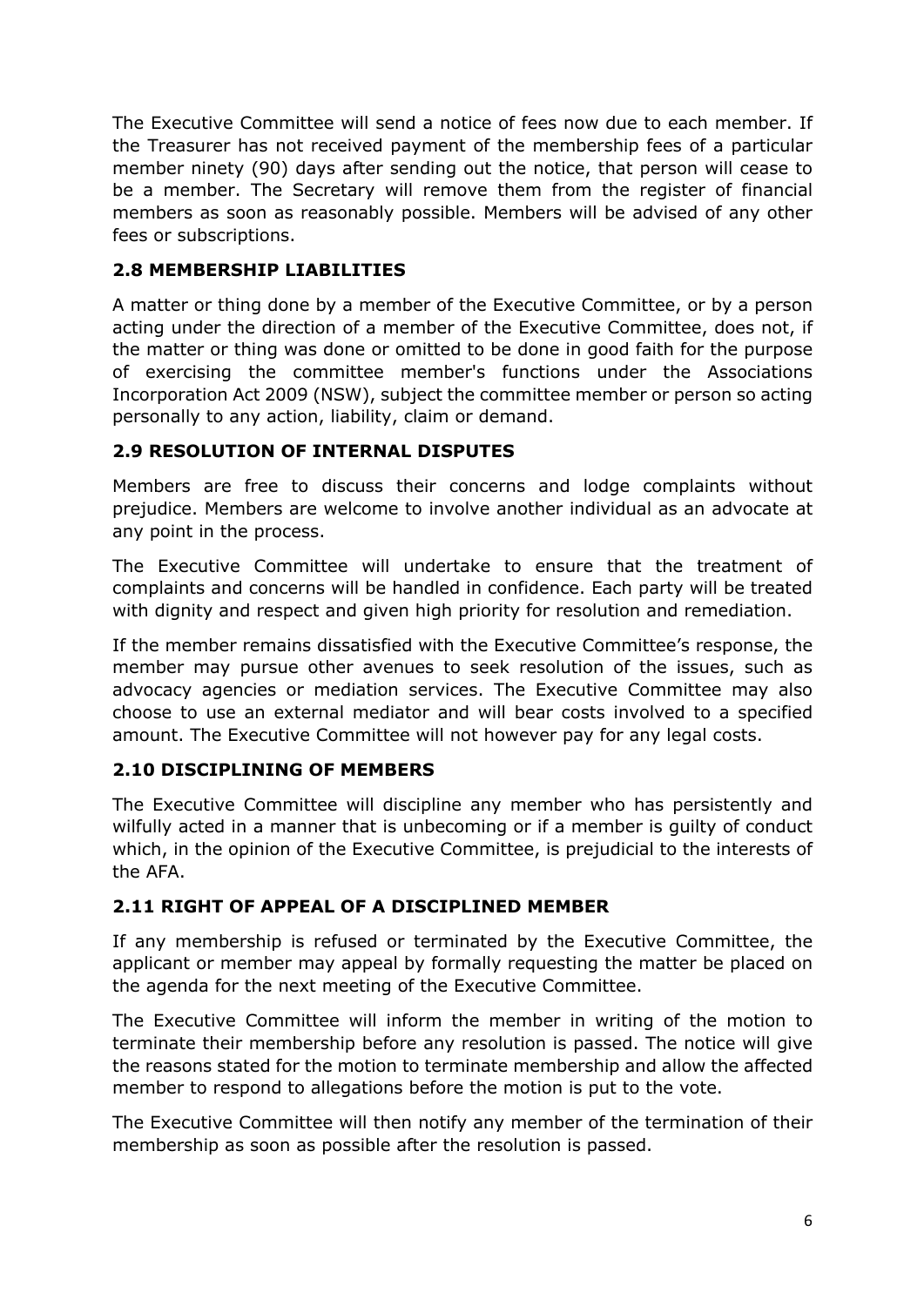The Executive Committee will send a notice of fees now due to each member. If the Treasurer has not received payment of the membership fees of a particular member ninety (90) days after sending out the notice, that person will cease to be a member. The Secretary will remove them from the register of financial members as soon as reasonably possible. Members will be advised of any other fees or subscriptions.

### 2.8 MEMBERSHIP LIABILITIES

A matter or thing done by a member of the Executive Committee, or by a person acting under the direction of a member of the Executive Committee, does not, if the matter or thing was done or omitted to be done in good faith for the purpose of exercising the committee member's functions under the Associations Incorporation Act 2009 (NSW), subject the committee member or person so acting personally to any action, liability, claim or demand.

### 2.9 RESOLUTION OF INTERNAL DISPUTES

Members are free to discuss their concerns and lodge complaints without prejudice. Members are welcome to involve another individual as an advocate at any point in the process.

The Executive Committee will undertake to ensure that the treatment of complaints and concerns will be handled in confidence. Each party will be treated with dignity and respect and given high priority for resolution and remediation.

If the member remains dissatisfied with the Executive Committee's response, the member may pursue other avenues to seek resolution of the issues, such as advocacy agencies or mediation services. The Executive Committee may also choose to use an external mediator and will bear costs involved to a specified amount. The Executive Committee will not however pay for any legal costs.

### 2.10 DISCIPLINING OF MEMBERS

The Executive Committee will discipline any member who has persistently and wilfully acted in a manner that is unbecoming or if a member is guilty of conduct which, in the opinion of the Executive Committee, is prejudicial to the interests of the AFA.

### 2.11 RIGHT OF APPEAL OF A DISCIPLINED MEMBER

If any membership is refused or terminated by the Executive Committee, the applicant or member may appeal by formally requesting the matter be placed on the agenda for the next meeting of the Executive Committee.

The Executive Committee will inform the member in writing of the motion to terminate their membership before any resolution is passed. The notice will give the reasons stated for the motion to terminate membership and allow the affected member to respond to allegations before the motion is put to the vote.

The Executive Committee will then notify any member of the termination of their membership as soon as possible after the resolution is passed.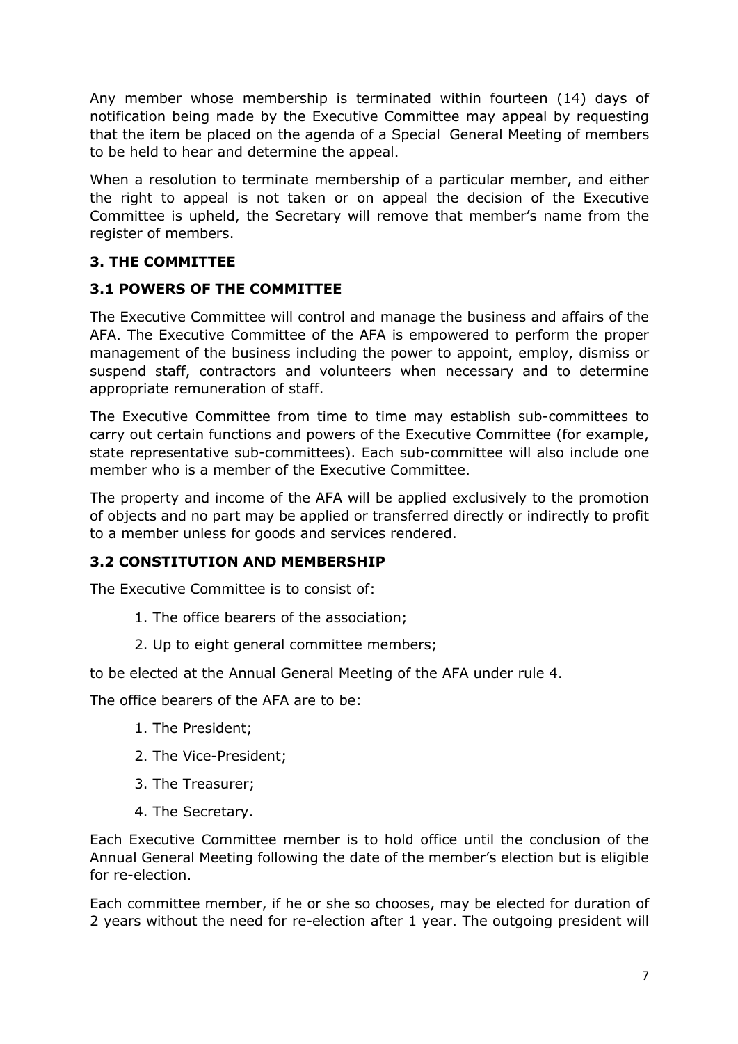Any member whose membership is terminated within fourteen (14) days of notification being made by the Executive Committee may appeal by requesting that the item be placed on the agenda of a Special General Meeting of members to be held to hear and determine the appeal.

When a resolution to terminate membership of a particular member, and either the right to appeal is not taken or on appeal the decision of the Executive Committee is upheld, the Secretary will remove that member's name from the register of members.

### 3. THE COMMITTEE

### 3.1 POWERS OF THE COMMITTEE

The Executive Committee will control and manage the business and affairs of the AFA. The Executive Committee of the AFA is empowered to perform the proper management of the business including the power to appoint, employ, dismiss or suspend staff, contractors and volunteers when necessary and to determine appropriate remuneration of staff.

The Executive Committee from time to time may establish sub-committees to carry out certain functions and powers of the Executive Committee (for example, state representative sub-committees). Each sub-committee will also include one member who is a member of the Executive Committee.

The property and income of the AFA will be applied exclusively to the promotion of objects and no part may be applied or transferred directly or indirectly to profit to a member unless for goods and services rendered.

### 3.2 CONSTITUTION AND MEMBERSHIP

The Executive Committee is to consist of:

1. The office bearers of the association;
2. Up to eight general committee members;

to be elected at the Annual General Meeting of the AFA under rule 4.

The office bearers of the AFA are to be:

1. The President;
2. The Vice-President;
3. The Treasurer;
4. The Secretary.

Each Executive Committee member is to hold office until the conclusion of the Annual General Meeting following the date of the member's election but is eligible for re-election.

Each committee member, if he or she so chooses, may be elected for duration of 2 years without the need for re-election after 1 year. The outgoing president will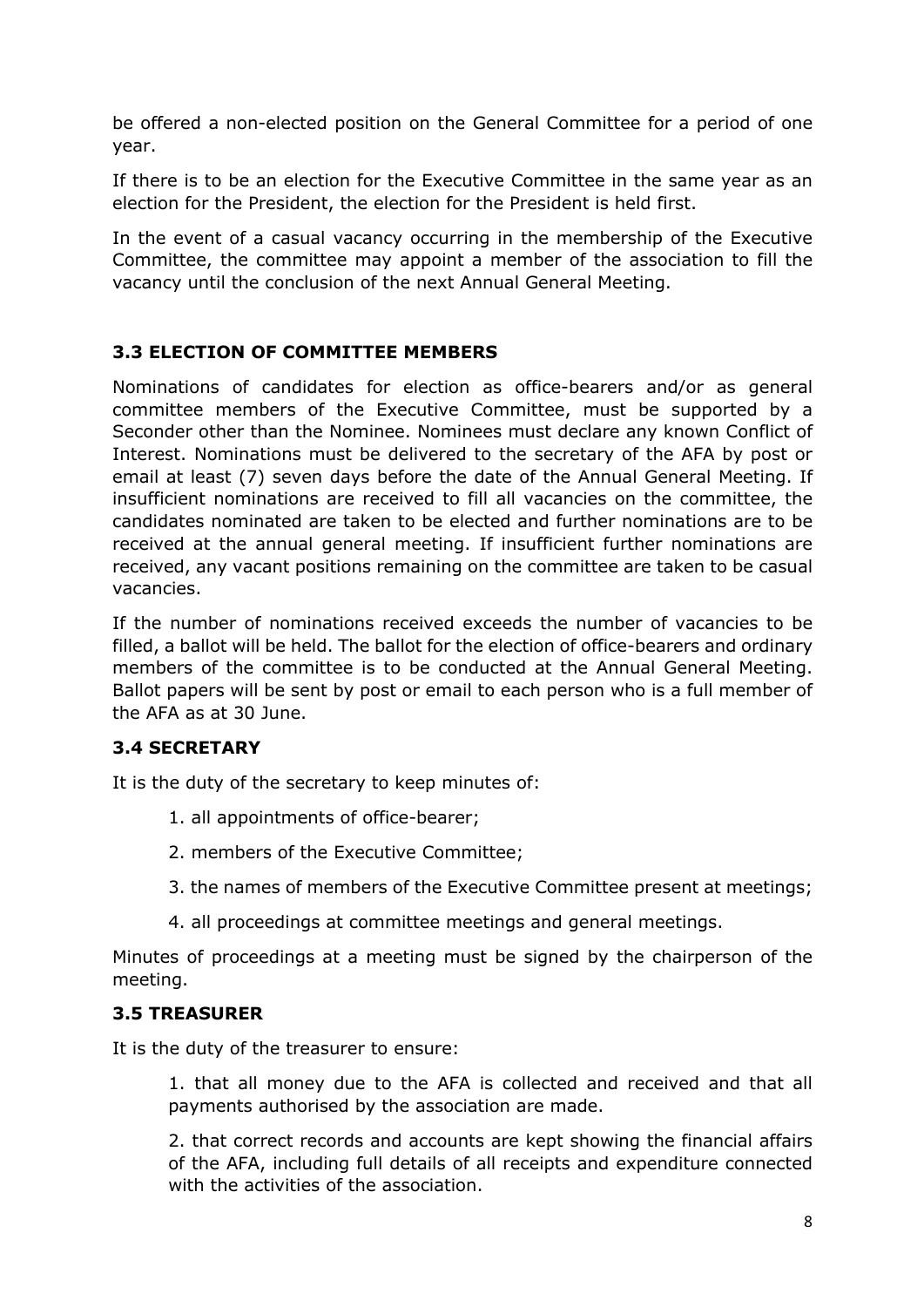be offered a non-elected position on the General Committee for a period of one year.

If there is to be an election for the Executive Committee in the same year as an election for the President, the election for the President is held first.

In the event of a casual vacancy occurring in the membership of the Executive Committee, the committee may appoint a member of the association to fill the vacancy until the conclusion of the next Annual General Meeting.

### 3.3 ELECTION OF COMMITTEE MEMBERS

Nominations of candidates for election as office-bearers and/or as general committee members of the Executive Committee, must be supported by a Seconder other than the Nominee. Nominees must declare any known Conflict of Interest. Nominations must be delivered to the secretary of the AFA by post or email at least (7) seven days before the date of the Annual General Meeting. If insufficient nominations are received to fill all vacancies on the committee, the candidates nominated are taken to be elected and further nominations are to be received at the annual general meeting. If insufficient further nominations are received, any vacant positions remaining on the committee are taken to be casual vacancies.

If the number of nominations received exceeds the number of vacancies to be filled, a ballot will be held. The ballot for the election of office-bearers and ordinary members of the committee is to be conducted at the Annual General Meeting. Ballot papers will be sent by post or email to each person who is a full member of the AFA as at 30 June.

### 3.4 SECRETARY

It is the duty of the secretary to keep minutes of:

1. all appointments of office-bearer;
2. members of the Executive Committee;
3. the names of members of the Executive Committee present at meetings;
4. all proceedings at committee meetings and general meetings.

Minutes of proceedings at a meeting must be signed by the chairperson of the meeting.

### 3.5 TREASURER

It is the duty of the treasurer to ensure:

1. that all money due to the AFA is collected and received and that all payments authorised by the association are made.

2. that correct records and accounts are kept showing the financial affairs of the AFA, including full details of all receipts and expenditure connected with the activities of the association.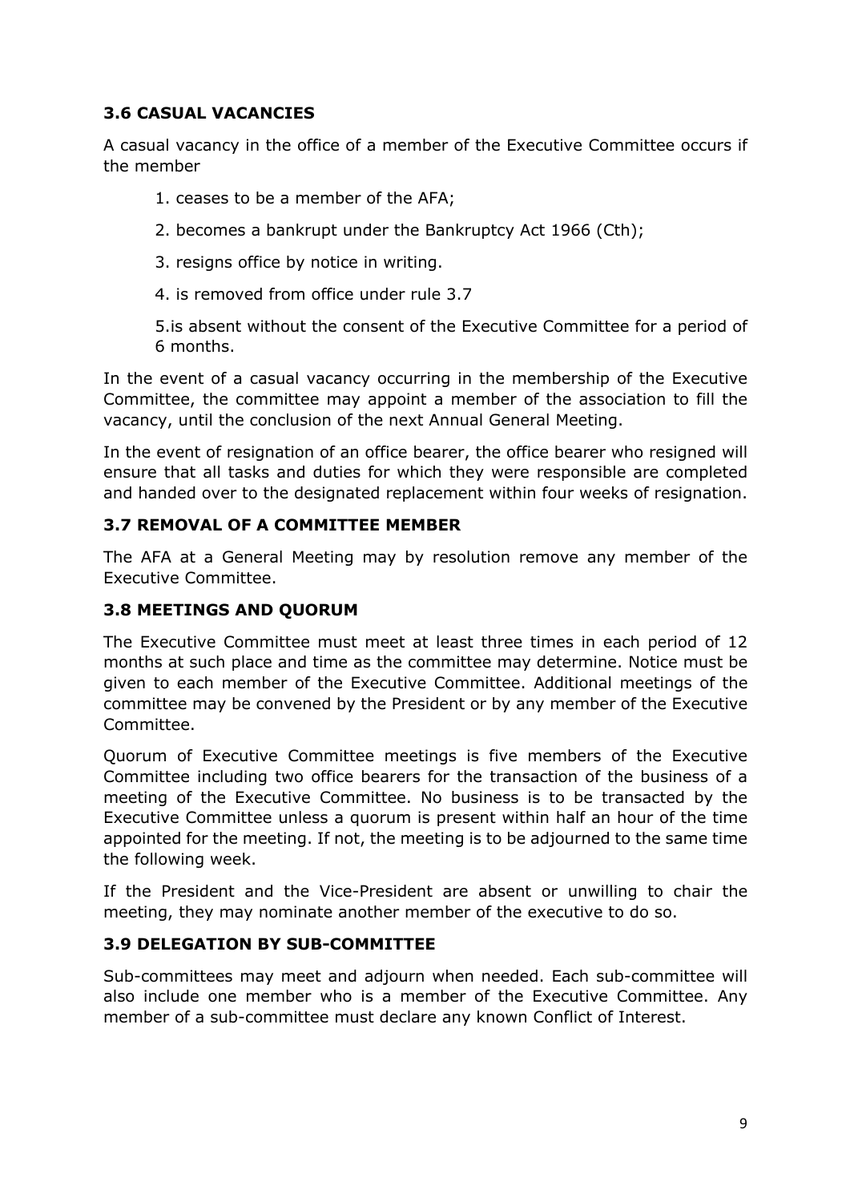### 3.6 CASUAL VACANCIES

A casual vacancy in the office of a member of the Executive Committee occurs if the member

1. ceases to be a member of the AFA;
2. becomes a bankrupt under the Bankruptcy Act 1966 (Cth);
3. resigns office by notice in writing.
4. is removed from office under rule 3.7
5. is absent without the consent of the Executive Committee for a period of 6 months.

In the event of a casual vacancy occurring in the membership of the Executive Committee, the committee may appoint a member of the association to fill the vacancy, until the conclusion of the next Annual General Meeting.

In the event of resignation of an office bearer, the office bearer who resigned will ensure that all tasks and duties for which they were responsible are completed and handed over to the designated replacement within four weeks of resignation.

### 3.7 REMOVAL OF A COMMITTEE MEMBER

The AFA at a General Meeting may by resolution remove any member of the Executive Committee.

### 3.8 MEETINGS AND QUORUM

The Executive Committee must meet at least three times in each period of 12 months at such place and time as the committee may determine. Notice must be given to each member of the Executive Committee. Additional meetings of the committee may be convened by the President or by any member of the Executive Committee.

Quorum of Executive Committee meetings is five members of the Executive Committee including two office bearers for the transaction of the business of a meeting of the Executive Committee. No business is to be transacted by the Executive Committee unless a quorum is present within half an hour of the time appointed for the meeting. If not, the meeting is to be adjourned to the same time the following week.

If the President and the Vice-President are absent or unwilling to chair the meeting, they may nominate another member of the executive to do so.

### 3.9 DELEGATION BY SUB-COMMITTEE

Sub-committees may meet and adjourn when needed. Each sub-committee will also include one member who is a member of the Executive Committee. Any member of a sub-committee must declare any known Conflict of Interest.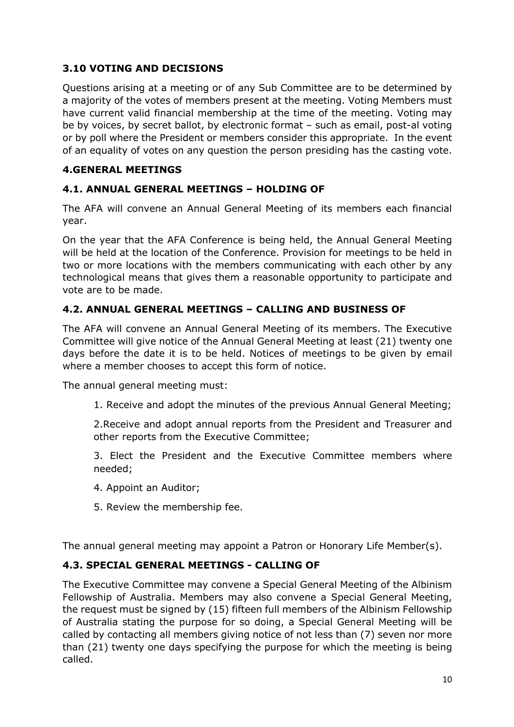### 3.10 VOTING AND DECISIONS

Questions arising at a meeting or of any Sub Committee are to be determined by a majority of the votes of members present at the meeting. Voting Members must have current valid financial membership at the time of the meeting. Voting may be by voices, by secret ballot, by electronic format – such as email, post-al voting or by poll where the President or members consider this appropriate. In the event of an equality of votes on any question the person presiding has the casting vote.

## 4.GENERAL MEETINGS

### 4.1. ANNUAL GENERAL MEETINGS – HOLDING OF

The AFA will convene an Annual General Meeting of its members each financial year.

On the year that the AFA Conference is being held, the Annual General Meeting will be held at the location of the Conference. Provision for meetings to be held in two or more locations with the members communicating with each other by any technological means that gives them a reasonable opportunity to participate and vote are to be made.

### 4.2. ANNUAL GENERAL MEETINGS – CALLING AND BUSINESS OF

The AFA will convene an Annual General Meeting of its members. The Executive Committee will give notice of the Annual General Meeting at least (21) twenty one days before the date it is to be held. Notices of meetings to be given by email where a member chooses to accept this form of notice.

The annual general meeting must:

1. Receive and adopt the minutes of the previous Annual General Meeting;
2. Receive and adopt annual reports from the President and Treasurer and other reports from the Executive Committee;
3. Elect the President and the Executive Committee members where needed;
4. Appoint an Auditor;
5. Review the membership fee.

The annual general meeting may appoint a Patron or Honorary Life Member(s).

### 4.3. SPECIAL GENERAL MEETINGS - CALLING OF

The Executive Committee may convene a Special General Meeting of the Albinism Fellowship of Australia. Members may also convene a Special General Meeting, the request must be signed by (15) fifteen full members of the Albinism Fellowship of Australia stating the purpose for so doing, a Special General Meeting will be called by contacting all members giving notice of not less than (7) seven nor more than (21) twenty one days specifying the purpose for which the meeting is being called.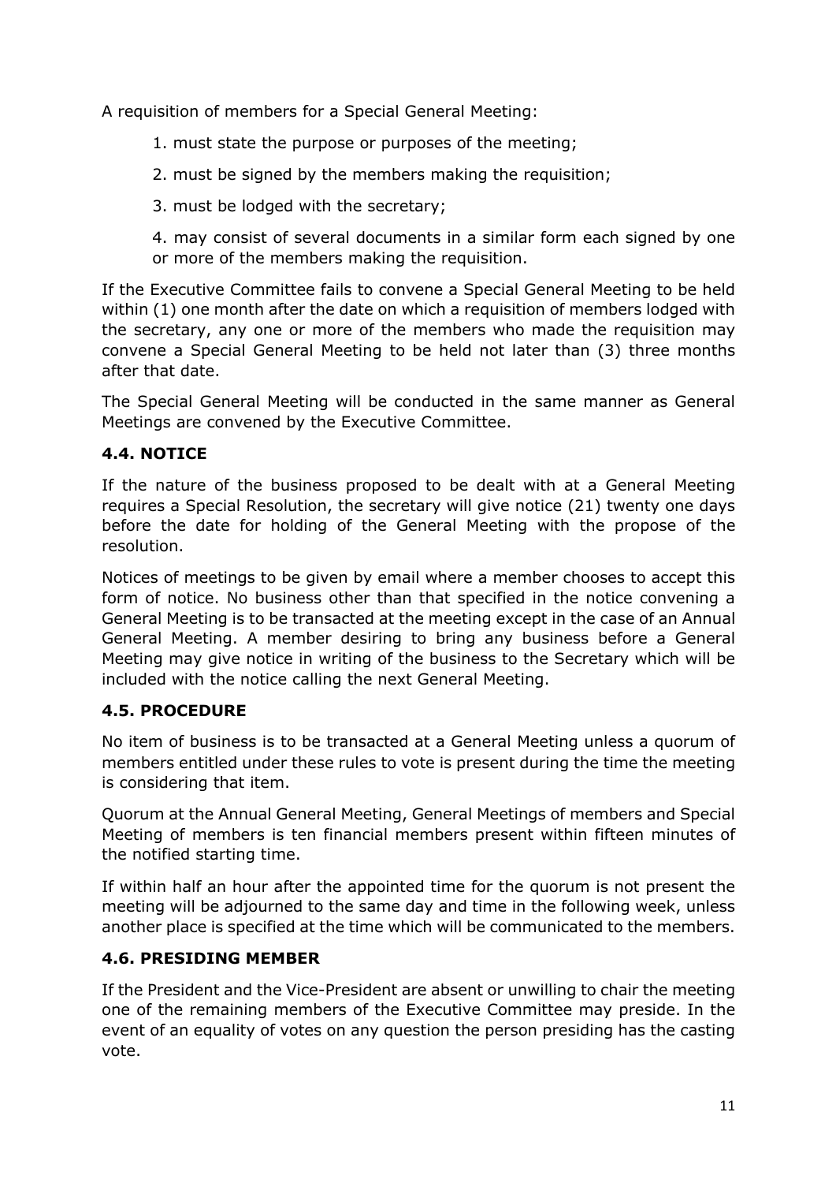A requisition of members for a Special General Meeting:

1. must state the purpose or purposes of the meeting;
2. must be signed by the members making the requisition;
3. must be lodged with the secretary;
4. may consist of several documents in a similar form each signed by one or more of the members making the requisition.

If the Executive Committee fails to convene a Special General Meeting to be held within (1) one month after the date on which a requisition of members lodged with the secretary, any one or more of the members who made the requisition may convene a Special General Meeting to be held not later than (3) three months after that date.

The Special General Meeting will be conducted in the same manner as General Meetings are convened by the Executive Committee.

### 4.4. NOTICE

If the nature of the business proposed to be dealt with at a General Meeting requires a Special Resolution, the secretary will give notice (21) twenty one days before the date for holding of the General Meeting with the propose of the resolution.

Notices of meetings to be given by email where a member chooses to accept this form of notice. No business other than that specified in the notice convening a General Meeting is to be transacted at the meeting except in the case of an Annual General Meeting. A member desiring to bring any business before a General Meeting may give notice in writing of the business to the Secretary which will be included with the notice calling the next General Meeting.

### 4.5. PROCEDURE

No item of business is to be transacted at a General Meeting unless a quorum of members entitled under these rules to vote is present during the time the meeting is considering that item.

Quorum at the Annual General Meeting, General Meetings of members and Special Meeting of members is ten financial members present within fifteen minutes of the notified starting time.

If within half an hour after the appointed time for the quorum is not present the meeting will be adjourned to the same day and time in the following week, unless another place is specified at the time which will be communicated to the members.

### 4.6. PRESIDING MEMBER

If the President and the Vice-President are absent or unwilling to chair the meeting one of the remaining members of the Executive Committee may preside. In the event of an equality of votes on any question the person presiding has the casting vote.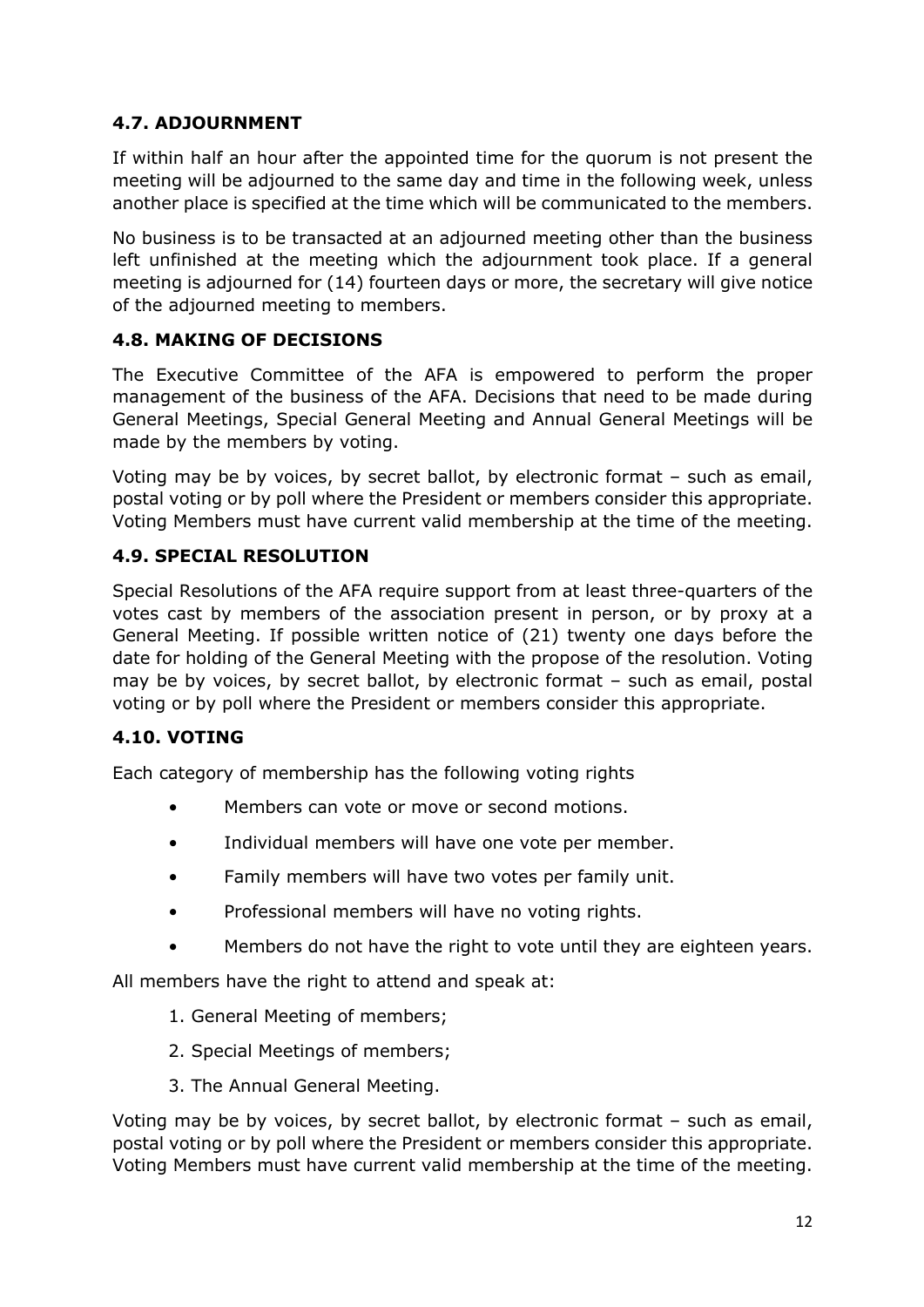### 4.7. ADJOURNMENT

If within half an hour after the appointed time for the quorum is not present the meeting will be adjourned to the same day and time in the following week, unless another place is specified at the time which will be communicated to the members.

No business is to be transacted at an adjourned meeting other than the business left unfinished at the meeting which the adjournment took place. If a general meeting is adjourned for (14) fourteen days or more, the secretary will give notice of the adjourned meeting to members.

### 4.8. MAKING OF DECISIONS

The Executive Committee of the AFA is empowered to perform the proper management of the business of the AFA. Decisions that need to be made during General Meetings, Special General Meeting and Annual General Meetings will be made by the members by voting.

Voting may be by voices, by secret ballot, by electronic format – such as email, postal voting or by poll where the President or members consider this appropriate. Voting Members must have current valid membership at the time of the meeting.

### 4.9. SPECIAL RESOLUTION

Special Resolutions of the AFA require support from at least three-quarters of the votes cast by members of the association present in person, or by proxy at a General Meeting. If possible written notice of (21) twenty one days before the date for holding of the General Meeting with the propose of the resolution. Voting may be by voices, by secret ballot, by electronic format – such as email, postal voting or by poll where the President or members consider this appropriate.

### 4.10. VOTING

Each category of membership has the following voting rights

- Members can vote or move or second motions.
- Individual members will have one vote per member.
- Family members will have two votes per family unit.
- Professional members will have no voting rights.
- Members do not have the right to vote until they are eighteen years.

All members have the right to attend and speak at:

1. General Meeting of members;
2. Special Meetings of members;
3. The Annual General Meeting.

Voting may be by voices, by secret ballot, by electronic format – such as email, postal voting or by poll where the President or members consider this appropriate. Voting Members must have current valid membership at the time of the meeting.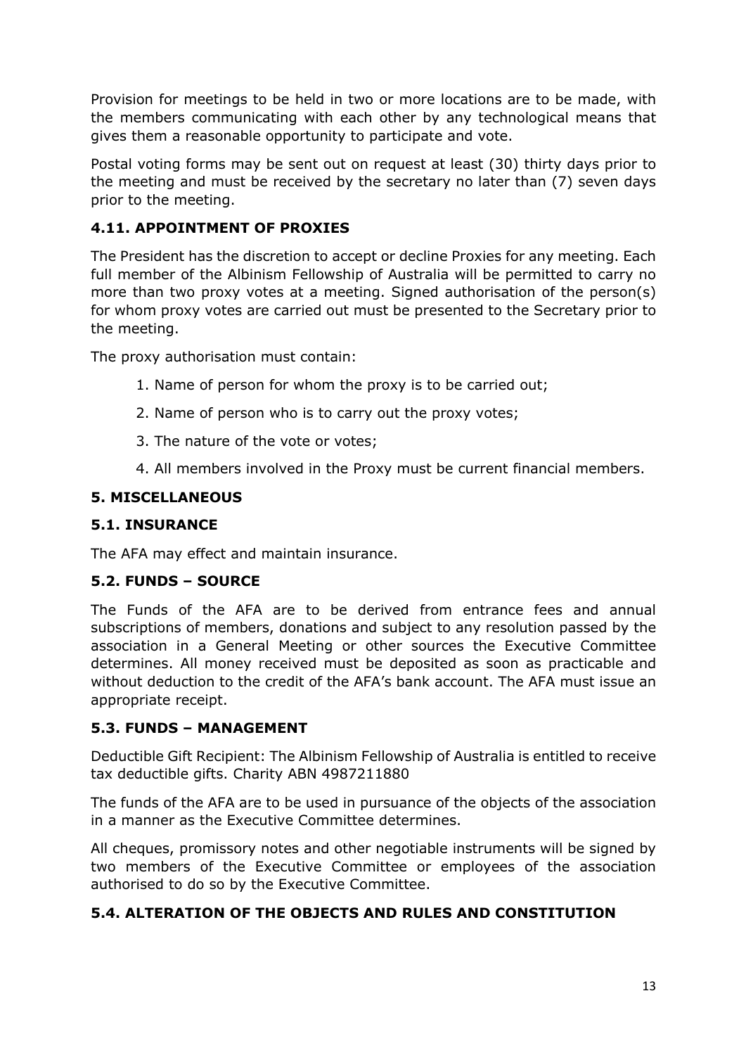Provision for meetings to be held in two or more locations are to be made, with the members communicating with each other by any technological means that gives them a reasonable opportunity to participate and vote.

Postal voting forms may be sent out on request at least (30) thirty days prior to the meeting and must be received by the secretary no later than (7) seven days prior to the meeting.

### 4.11. APPOINTMENT OF PROXIES

The President has the discretion to accept or decline Proxies for any meeting. Each full member of the Albinism Fellowship of Australia will be permitted to carry no more than two proxy votes at a meeting. Signed authorisation of the person(s) for whom proxy votes are carried out must be presented to the Secretary prior to the meeting.

The proxy authorisation must contain:

1. Name of person for whom the proxy is to be carried out;
2. Name of person who is to carry out the proxy votes;
3. The nature of the vote or votes;
4. All members involved in the Proxy must be current financial members.

## 5. MISCELLANEOUS

### 5.1. INSURANCE

The AFA may effect and maintain insurance.

### 5.2. FUNDS – SOURCE

The Funds of the AFA are to be derived from entrance fees and annual subscriptions of members, donations and subject to any resolution passed by the association in a General Meeting or other sources the Executive Committee determines. All money received must be deposited as soon as practicable and without deduction to the credit of the AFA's bank account. The AFA must issue an appropriate receipt.

### 5.3. FUNDS – MANAGEMENT

Deductible Gift Recipient: The Albinism Fellowship of Australia is entitled to receive tax deductible gifts. Charity ABN 4987211880

The funds of the AFA are to be used in pursuance of the objects of the association in a manner as the Executive Committee determines.

All cheques, promissory notes and other negotiable instruments will be signed by two members of the Executive Committee or employees of the association authorised to do so by the Executive Committee.

### 5.4. ALTERATION OF THE OBJECTS AND RULES AND CONSTITUTION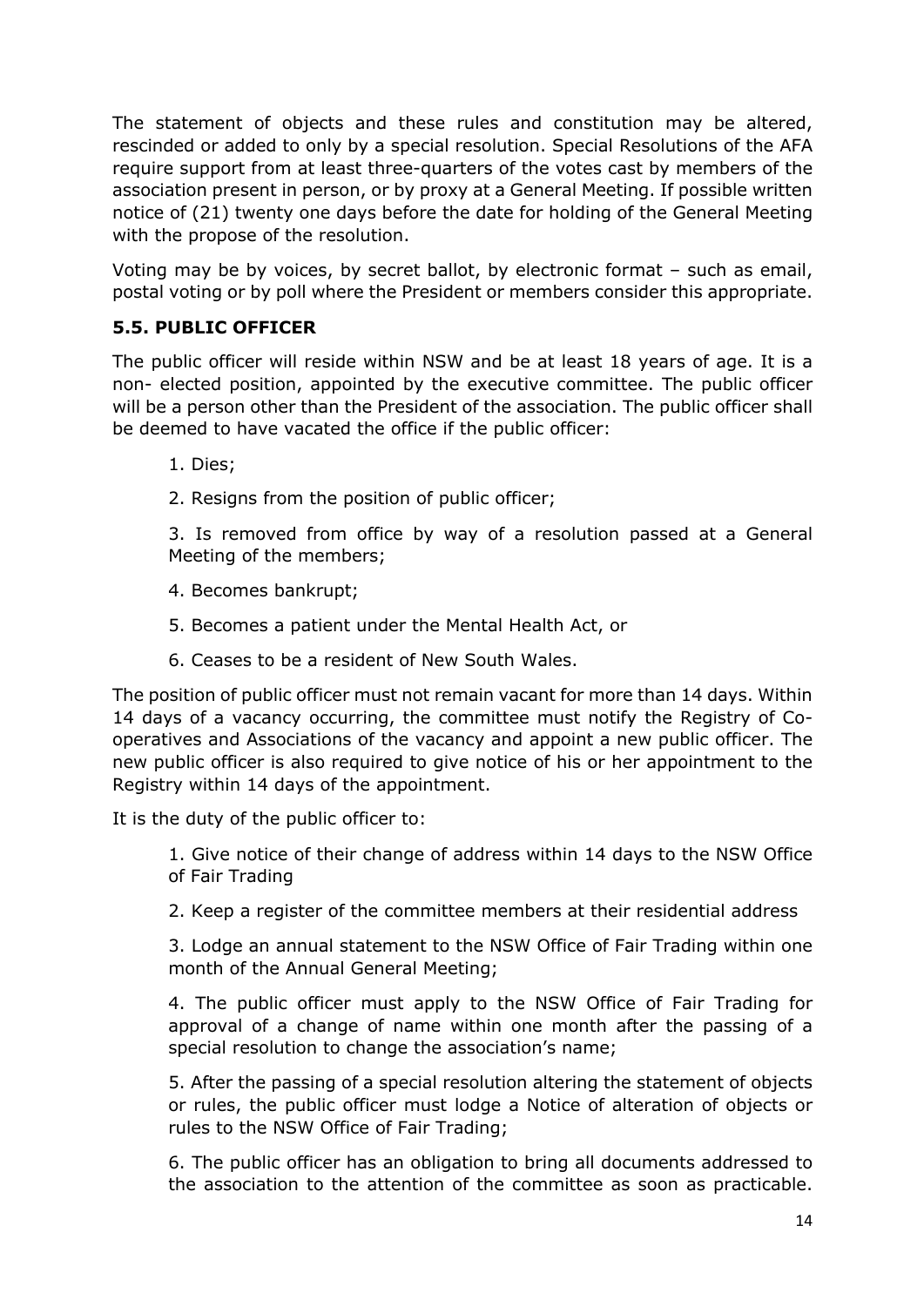The statement of objects and these rules and constitution may be altered, rescinded or added to only by a special resolution. Special Resolutions of the AFA require support from at least three-quarters of the votes cast by members of the association present in person, or by proxy at a General Meeting. If possible written notice of (21) twenty one days before the date for holding of the General Meeting with the propose of the resolution.

Voting may be by voices, by secret ballot, by electronic format – such as email, postal voting or by poll where the President or members consider this appropriate.

### 5.5. PUBLIC OFFICER

The public officer will reside within NSW and be at least 18 years of age. It is a non- elected position, appointed by the executive committee. The public officer will be a person other than the President of the association. The public officer shall be deemed to have vacated the office if the public officer:

1. Dies;
2. Resigns from the position of public officer;
3. Is removed from office by way of a resolution passed at a General Meeting of the members;
4. Becomes bankrupt;
5. Becomes a patient under the Mental Health Act, or
6. Ceases to be a resident of New South Wales.

The position of public officer must not remain vacant for more than 14 days. Within 14 days of a vacancy occurring, the committee must notify the Registry of Co-operatives and Associations of the vacancy and appoint a new public officer. The new public officer is also required to give notice of his or her appointment to the Registry within 14 days of the appointment.

It is the duty of the public officer to:

1. Give notice of their change of address within 14 days to the NSW Office of Fair Trading
2. Keep a register of the committee members at their residential address
3. Lodge an annual statement to the NSW Office of Fair Trading within one month of the Annual General Meeting;
4. The public officer must apply to the NSW Office of Fair Trading for approval of a change of name within one month after the passing of a special resolution to change the association's name;
5. After the passing of a special resolution altering the statement of objects or rules, the public officer must lodge a Notice of alteration of objects or rules to the NSW Office of Fair Trading;
6. The public officer has an obligation to bring all documents addressed to the association to the attention of the committee as soon as practicable.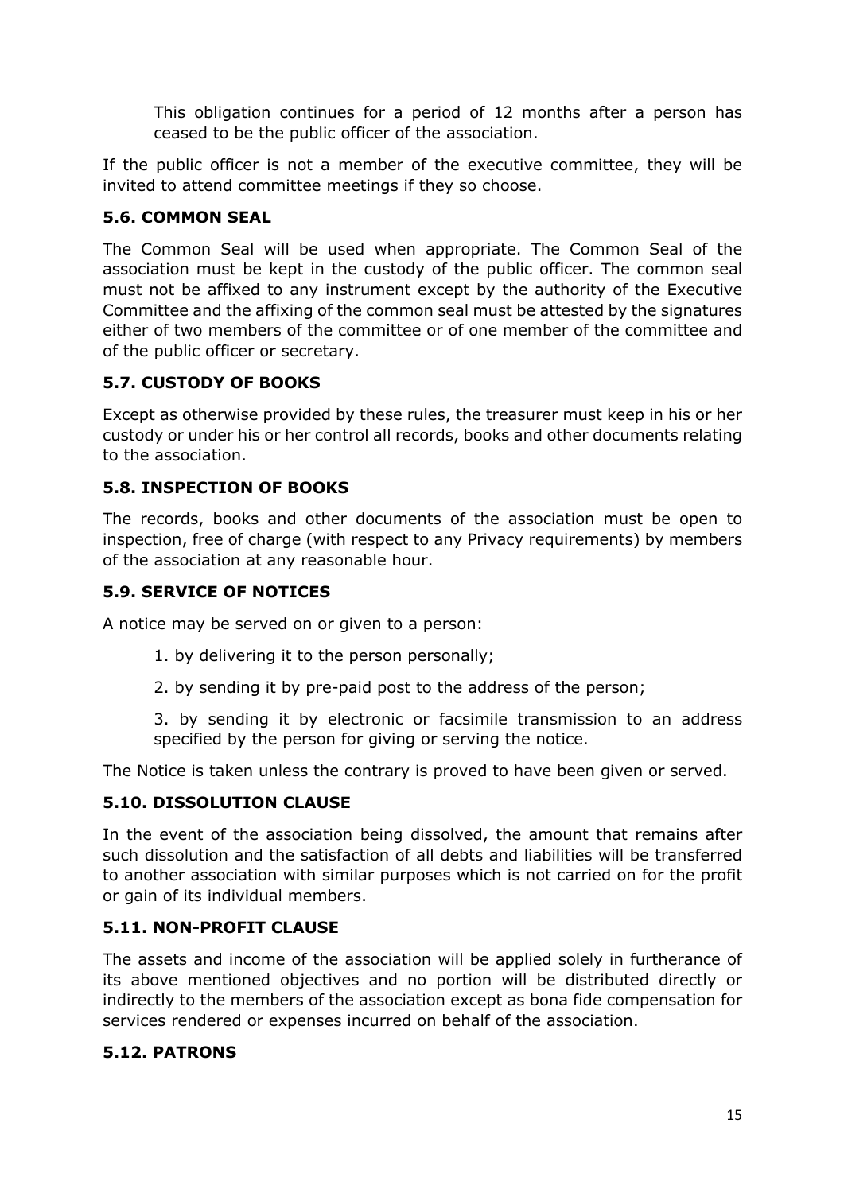This obligation continues for a period of 12 months after a person has ceased to be the public officer of the association.

If the public officer is not a member of the executive committee, they will be invited to attend committee meetings if they so choose.

### 5.6. COMMON SEAL

The Common Seal will be used when appropriate. The Common Seal of the association must be kept in the custody of the public officer. The common seal must not be affixed to any instrument except by the authority of the Executive Committee and the affixing of the common seal must be attested by the signatures either of two members of the committee or of one member of the committee and of the public officer or secretary.

### 5.7. CUSTODY OF BOOKS

Except as otherwise provided by these rules, the treasurer must keep in his or her custody or under his or her control all records, books and other documents relating to the association.

### 5.8. INSPECTION OF BOOKS

The records, books and other documents of the association must be open to inspection, free of charge (with respect to any Privacy requirements) by members of the association at any reasonable hour.

### 5.9. SERVICE OF NOTICES

A notice may be served on or given to a person:

1. by delivering it to the person personally;
2. by sending it by pre-paid post to the address of the person;
3. by sending it by electronic or facsimile transmission to an address specified by the person for giving or serving the notice.

The Notice is taken unless the contrary is proved to have been given or served.

### 5.10. DISSOLUTION CLAUSE

In the event of the association being dissolved, the amount that remains after such dissolution and the satisfaction of all debts and liabilities will be transferred to another association with similar purposes which is not carried on for the profit or gain of its individual members.

### 5.11. NON-PROFIT CLAUSE

The assets and income of the association will be applied solely in furtherance of its above mentioned objectives and no portion will be distributed directly or indirectly to the members of the association except as bona fide compensation for services rendered or expenses incurred on behalf of the association.

### 5.12. PATRONS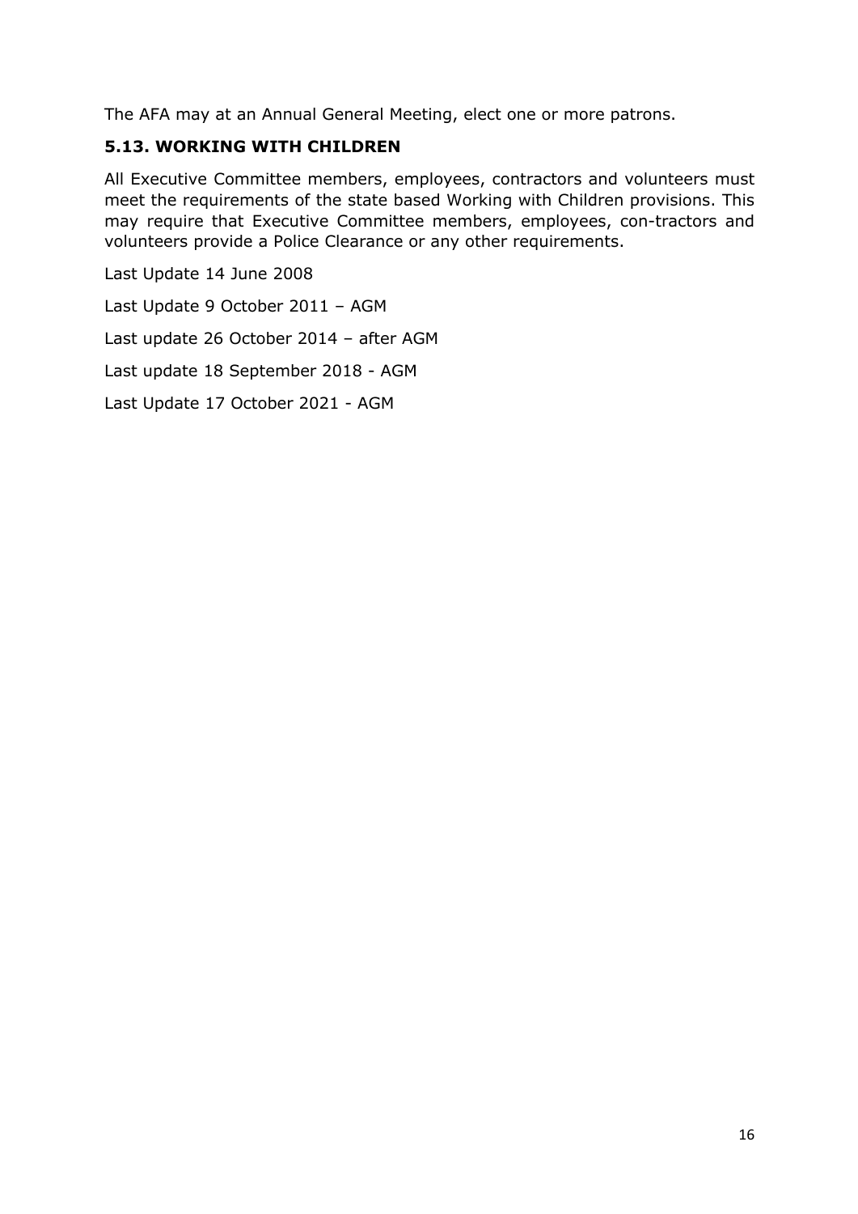The AFA may at an Annual General Meeting, elect one or more patrons.

### 5.13. WORKING WITH CHILDREN

All Executive Committee members, employees, contractors and volunteers must meet the requirements of the state based Working with Children provisions. This may require that Executive Committee members, employees, con-tractors and volunteers provide a Police Clearance or any other requirements.

Last Update 14 June 2008

Last Update 9 October 2011 – AGM

Last update 26 October 2014 – after AGM

Last update 18 September 2018 - AGM

Last Update 17 October 2021 - AGM